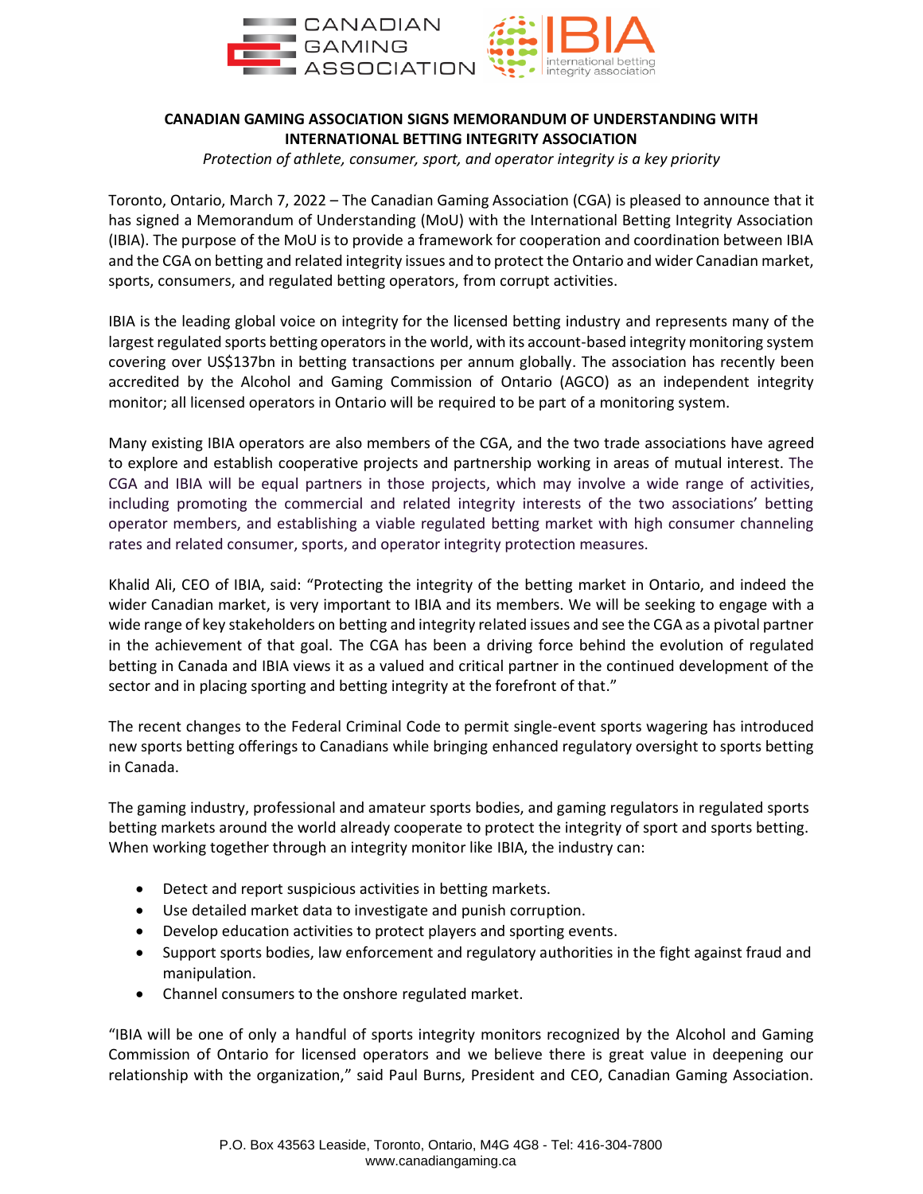**CANADIAN GAMING ASSOCIATION SIGNS MEMORANDUM OF UNDERSTANDING WITH INTERNATIONAL BETTING INTEGRITY ASSOCIATION**

*Protection of athlete, consumer, sport, and operator integrity is a key priority*

Toronto, Ontario, March 7, 2022 – The Canadian Gaming Association (CGA) is pleased to announce that it has signed a Memorandum of Understanding (MoU) with the International Betting Integrity Association (IBIA). The purpose of the MoU is to provide a framework for cooperation and coordination between IBIA and the CGA on betting and related integrity issues and to protect the Ontario and wider Canadian market, sports, consumers, and regulated betting operators, from corrupt activities.

IBIA is the leading global voice on integrity for the licensed betting industry and represents many of the largest regulated sports betting operators in the world, with its account-based integrity monitoring system covering over US$137bn in betting transactions per annum globally. The association has recently been accredited by the Alcohol and Gaming Commission of Ontario (AGCO) as an independent integrity monitor; all licensed operators in Ontario will be required to be part of a monitoring system.

Many existing IBIA operators are also members of the CGA, and the two trade associations have agreed to explore and establish cooperative projects and partnership working in areas of mutual interest. The CGA and IBIA will be equal partners in those projects, which may involve a wide range of activities, including promoting the commercial and related integrity interests of the two associations' betting operator members, and establishing a viable regulated betting market with high consumer channeling rates and related consumer, sports, and operator integrity protection measures.

Khalid Ali, CEO of IBIA, said: "Protecting the integrity of the betting market in Ontario, and indeed the wider Canadian market, is very important to IBIA and its members. We will be seeking to engage with a wide range of key stakeholders on betting and integrity related issues and see the CGA as a pivotal partner in the achievement of that goal. The CGA has been a driving force behind the evolution of regulated betting in Canada and IBIA views it as a valued and critical partner in the continued development of the sector and in placing sporting and betting integrity at the forefront of that."

The recent changes to the Federal Criminal Code to permit single-event sports wagering has introduced new sports betting offerings to Canadians while bringing enhanced regulatory oversight to sports betting in Canada.

The gaming industry, professional and amateur sports bodies, and gaming regulators in regulated sports betting markets around the world already cooperate to protect the integrity of sport and sports betting. When working together through an integrity monitor like IBIA, the industry can:

- Detect and report suspicious activities in betting markets.
- Use detailed market data to investigate and punish corruption.
- Develop education activities to protect players and sporting events.
- Support sports bodies, law enforcement and regulatory authorities in the fight against fraud and manipulation.
- Channel consumers to the onshore regulated market.

"IBIA will be one of only a handful of sports integrity monitors recognized by the Alcohol and Gaming Commission of Ontario for licensed operators and we believe there is great value in deepening our relationship with the organization," said Paul Burns, President and CEO, Canadian Gaming Association.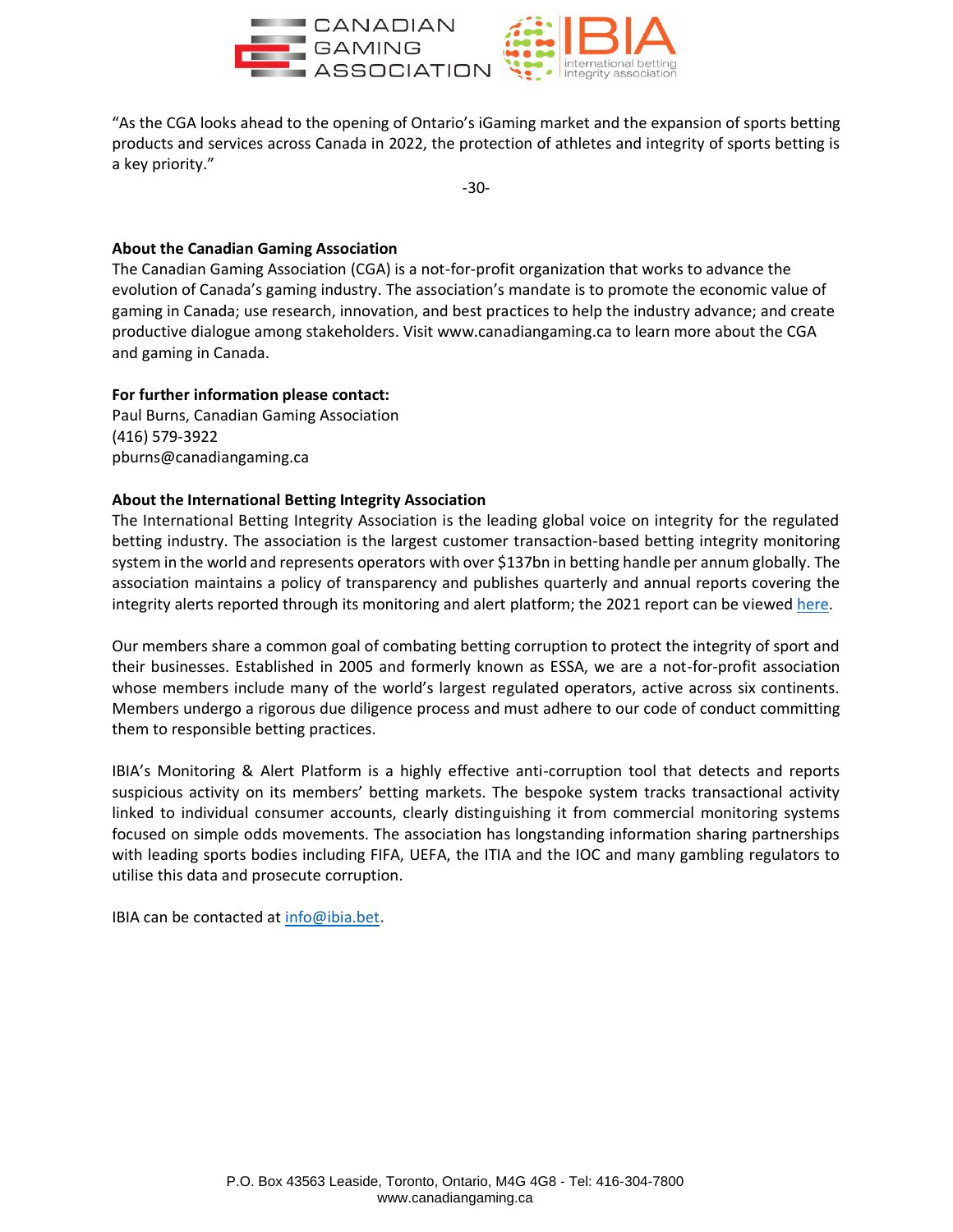"As the CGA looks ahead to the opening of Ontario's iGaming market and the expansion of sports betting products and services across Canada in 2022, the protection of athletes and integrity of sports betting is a key priority."

-30-

**About the Canadian Gaming Association**

The Canadian Gaming Association (CGA) is a not-for-profit organization that works to advance the evolution of Canada's gaming industry. The association's mandate is to promote the economic value of gaming in Canada; use research, innovation, and best practices to help the industry advance; and create productive dialogue among stakeholders. Visit www.canadiangaming.ca to learn more about the CGA and gaming in Canada.

**For further information please contact:**

Paul Burns, Canadian Gaming Association
(416) 579-3922
pburns@canadiangaming.ca

**About the International Betting Integrity Association**

The International Betting Integrity Association is the leading global voice on integrity for the regulated betting industry. The association is the largest customer transaction-based betting integrity monitoring system in the world and represents operators with over $137bn in betting handle per annum globally. The association maintains a policy of transparency and publishes quarterly and annual reports covering the integrity alerts reported through its monitoring and alert platform; the 2021 report can be viewed here.

Our members share a common goal of combating betting corruption to protect the integrity of sport and their businesses. Established in 2005 and formerly known as ESSA, we are a not-for-profit association whose members include many of the world's largest regulated operators, active across six continents. Members undergo a rigorous due diligence process and must adhere to our code of conduct committing them to responsible betting practices.

IBIA's Monitoring & Alert Platform is a highly effective anti-corruption tool that detects and reports suspicious activity on its members' betting markets. The bespoke system tracks transactional activity linked to individual consumer accounts, clearly distinguishing it from commercial monitoring systems focused on simple odds movements. The association has longstanding information sharing partnerships with leading sports bodies including FIFA, UEFA, the ITIA and the IOC and many gambling regulators to utilise this data and prosecute corruption.

IBIA can be contacted at info@ibia.bet.